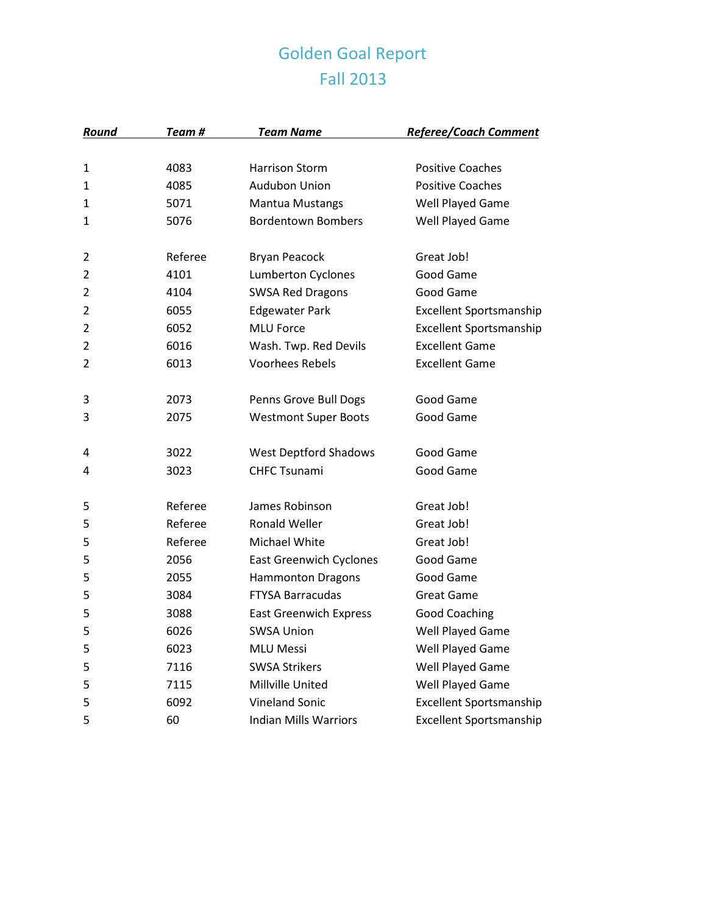# Golden Goal Report
## Fall 2013

| ***Round*** | ***Team #*** | ***Team Name*** | ***Referee/Coach Comment*** |
|---|---|---|---|
| 1 | 4083 | Harrison Storm | Positive Coaches |
| 1 | 4085 | Audubon Union | Positive Coaches |
| 1 | 5071 | Mantua Mustangs | Well Played Game |
| 1 | 5076 | Bordentown Bombers | Well Played Game |
| 2 | Referee | Bryan Peacock | Great Job! |
| 2 | 4101 | Lumberton Cyclones | Good Game |
| 2 | 4104 | SWSA Red Dragons | Good Game |
| 2 | 6055 | Edgewater Park | Excellent Sportsmanship |
| 2 | 6052 | MLU Force | Excellent Sportsmanship |
| 2 | 6016 | Wash. Twp. Red Devils | Excellent Game |
| 2 | 6013 | Voorhees Rebels | Excellent Game |
| 3 | 2073 | Penns Grove Bull Dogs | Good Game |
| 3 | 2075 | Westmont Super Boots | Good Game |
| 4 | 3022 | West Deptford Shadows | Good Game |
| 4 | 3023 | CHFC Tsunami | Good Game |
| 5 | Referee | James Robinson | Great Job! |
| 5 | Referee | Ronald Weller | Great Job! |
| 5 | Referee | Michael White | Great Job! |
| 5 | 2056 | East Greenwich Cyclones | Good Game |
| 5 | 2055 | Hammonton Dragons | Good Game |
| 5 | 3084 | FTYSA Barracudas | Great Game |
| 5 | 3088 | East Greenwich Express | Good Coaching |
| 5 | 6026 | SWSA Union | Well Played Game |
| 5 | 6023 | MLU Messi | Well Played Game |
| 5 | 7116 | SWSA Strikers | Well Played Game |
| 5 | 7115 | Millville United | Well Played Game |
| 5 | 6092 | Vineland Sonic | Excellent Sportsmanship |
| 5 | 60 | Indian Mills Warriors | Excellent Sportsmanship |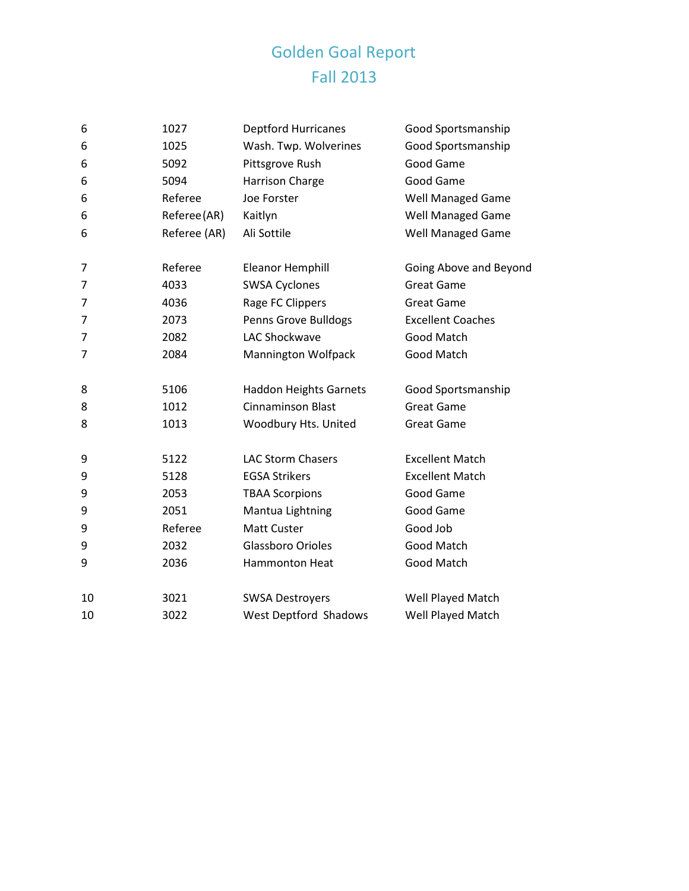# Golden Goal Report
## Fall 2013

| | | | |
|---|---|---|---|
| 6 | 1027 | Deptford Hurricanes | Good Sportsmanship |
| 6 | 1025 | Wash. Twp. Wolverines | Good Sportsmanship |
| 6 | 5092 | Pittsgrove Rush | Good Game |
| 6 | 5094 | Harrison Charge | Good Game |
| 6 | Referee | Joe Forster | Well Managed Game |
| 6 | Referee (AR) | Kaitlyn | Well Managed Game |
| 6 | Referee (AR) | Ali Sottile | Well Managed Game |
| | | | |
| 7 | Referee | Eleanor Hemphill | Going Above and Beyond |
| 7 | 4033 | SWSA Cyclones | Great Game |
| 7 | 4036 | Rage FC Clippers | Great Game |
| 7 | 2073 | Penns Grove Bulldogs | Excellent Coaches |
| 7 | 2082 | LAC Shockwave | Good Match |
| 7 | 2084 | Mannington Wolfpack | Good Match |
| | | | |
| 8 | 5106 | Haddon Heights Garnets | Good Sportsmanship |
| 8 | 1012 | Cinnaminson Blast | Great Game |
| 8 | 1013 | Woodbury Hts. United | Great Game |
| | | | |
| 9 | 5122 | LAC Storm Chasers | Excellent Match |
| 9 | 5128 | EGSA Strikers | Excellent Match |
| 9 | 2053 | TBAA Scorpions | Good Game |
| 9 | 2051 | Mantua Lightning | Good Game |
| 9 | Referee | Matt Custer | Good Job |
| 9 | 2032 | Glassboro Orioles | Good Match |
| 9 | 2036 | Hammonton Heat | Good Match |
| | | | |
| 10 | 3021 | SWSA Destroyers | Well Played Match |
| 10 | 3022 | West Deptford Shadows | Well Played Match |